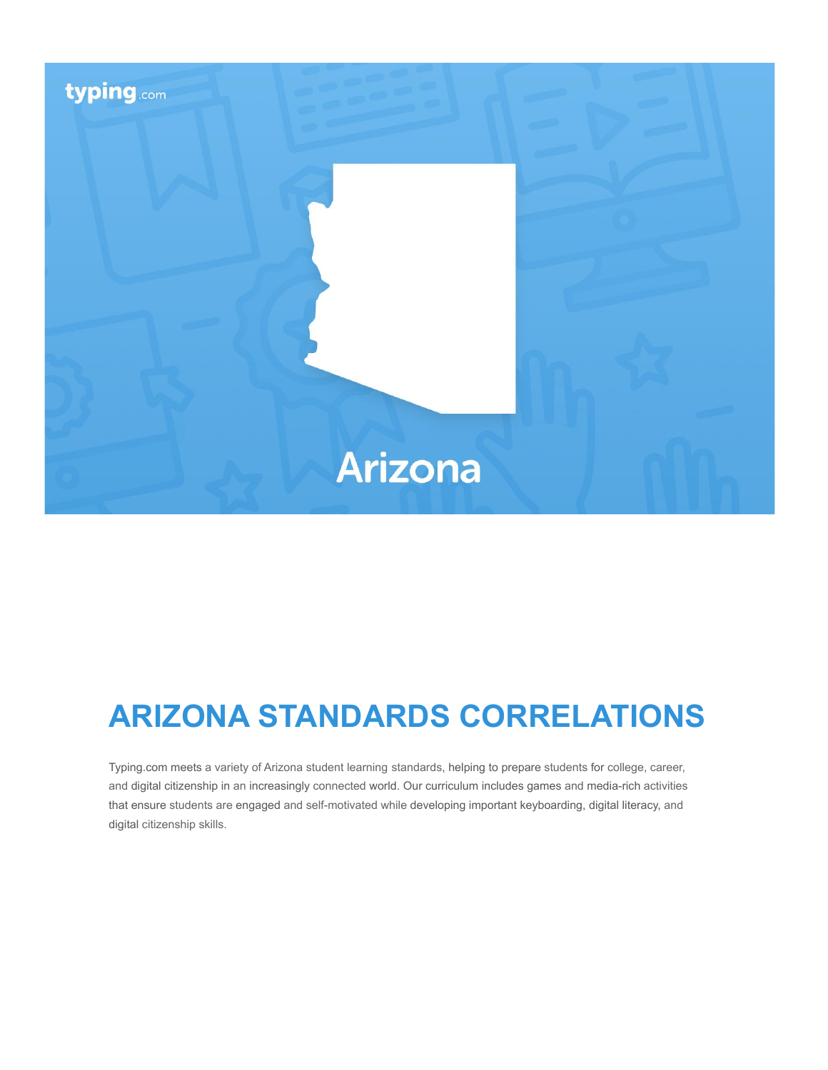typing.com

Arizona

# ARIZONA STANDARDS CORRELATIONS

Typing.com meets a variety of Arizona student learning standards, helping to prepare students for college, career, and digital citizenship in an increasingly connected world. Our curriculum includes games and media-rich activities that ensure students are engaged and self-motivated while developing important keyboarding, digital literacy, and digital citizenship skills.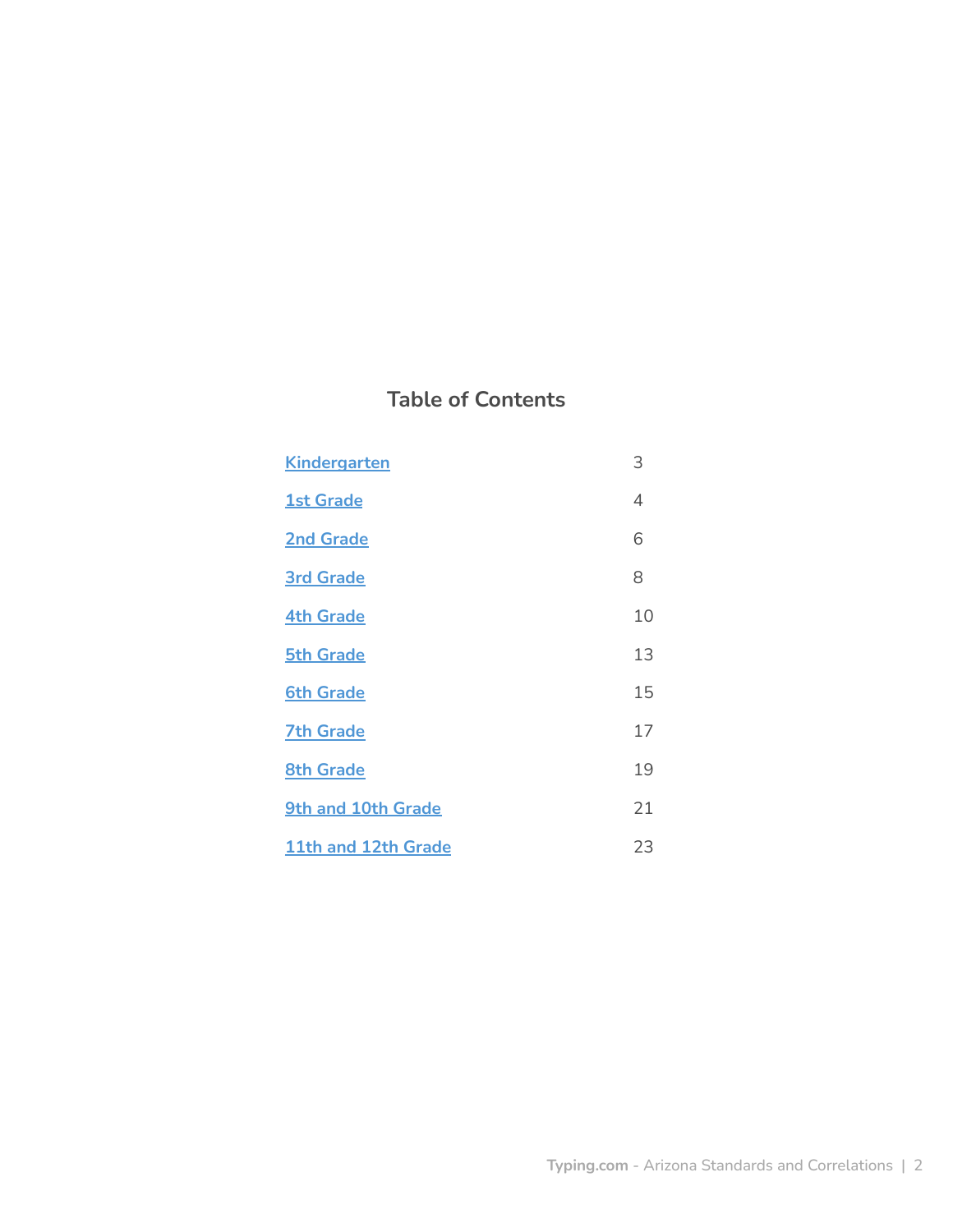## Table of Contents

| | |
|---|---|
| Kindergarten | 3 |
| 1st Grade | 4 |
| 2nd Grade | 6 |
| 3rd Grade | 8 |
| 4th Grade | 10 |
| 5th Grade | 13 |
| 6th Grade | 15 |
| 7th Grade | 17 |
| 8th Grade | 19 |
| 9th and 10th Grade | 21 |
| 11th and 12th Grade | 23 |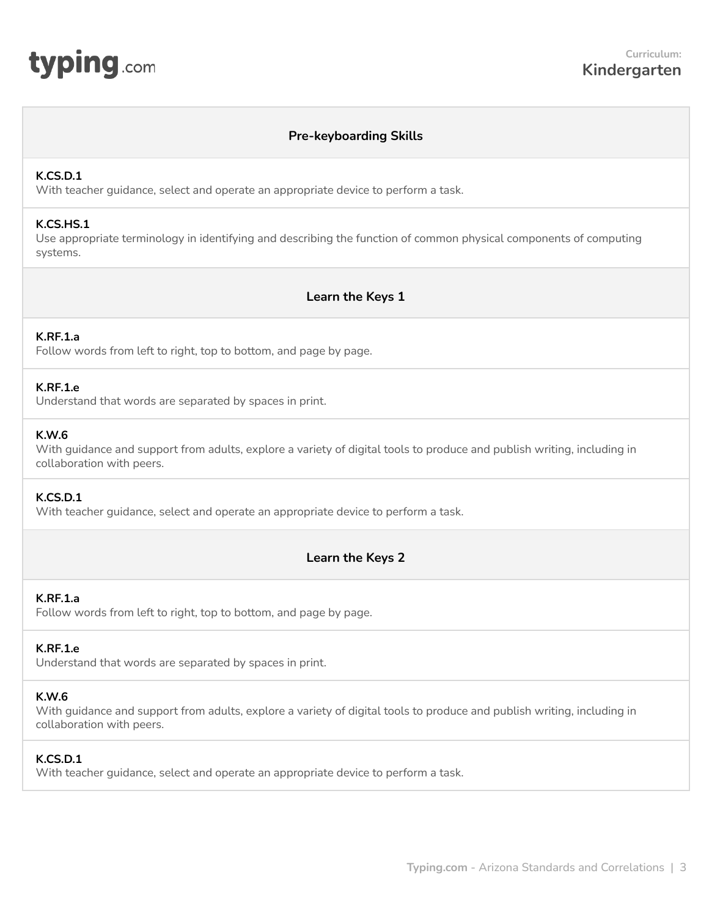**Curriculum: Kindergarten**

## Pre-keyboarding Skills

**K.CS.D.1**
With teacher guidance, select and operate an appropriate device to perform a task.

**K.CS.HS.1**
Use appropriate terminology in identifying and describing the function of common physical components of computing systems.

## Learn the Keys 1

**K.RF.1.a**
Follow words from left to right, top to bottom, and page by page.

**K.RF.1.e**
Understand that words are separated by spaces in print.

**K.W.6**
With guidance and support from adults, explore a variety of digital tools to produce and publish writing, including in collaboration with peers.

**K.CS.D.1**
With teacher guidance, select and operate an appropriate device to perform a task.

## Learn the Keys 2

**K.RF.1.a**
Follow words from left to right, top to bottom, and page by page.

**K.RF.1.e**
Understand that words are separated by spaces in print.

**K.W.6**
With guidance and support from adults, explore a variety of digital tools to produce and publish writing, including in collaboration with peers.

**K.CS.D.1**
With teacher guidance, select and operate an appropriate device to perform a task.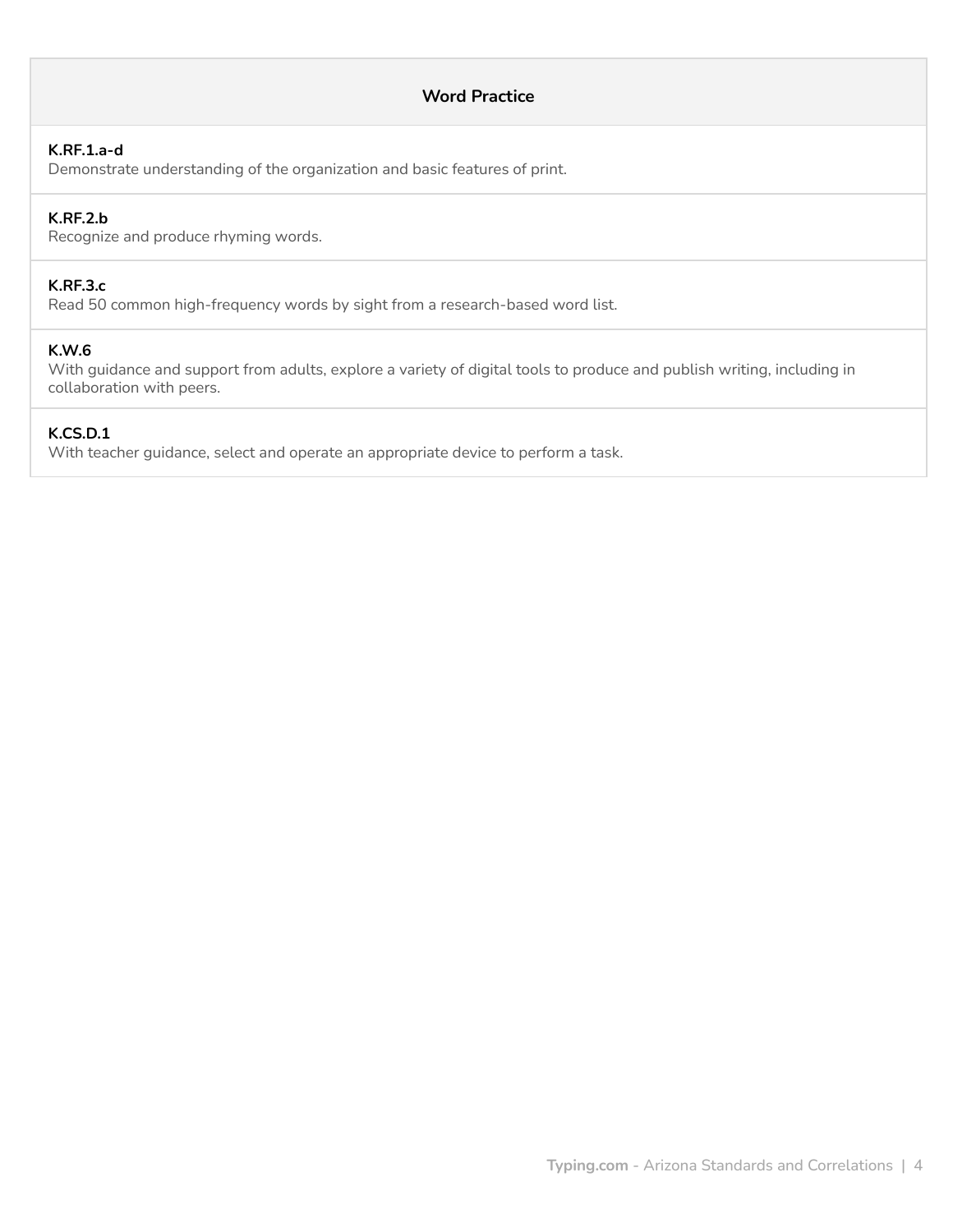| Word Practice |
| --- |
| **K.RF.1.a-d**<br>Demonstrate understanding of the organization and basic features of print. |
| **K.RF.2.b**<br>Recognize and produce rhyming words. |
| **K.RF.3.c**<br>Read 50 common high-frequency words by sight from a research-based word list. |
| **K.W.6**<br>With guidance and support from adults, explore a variety of digital tools to produce and publish writing, including in collaboration with peers. |
| **K.CS.D.1**<br>With teacher guidance, select and operate an appropriate device to perform a task. |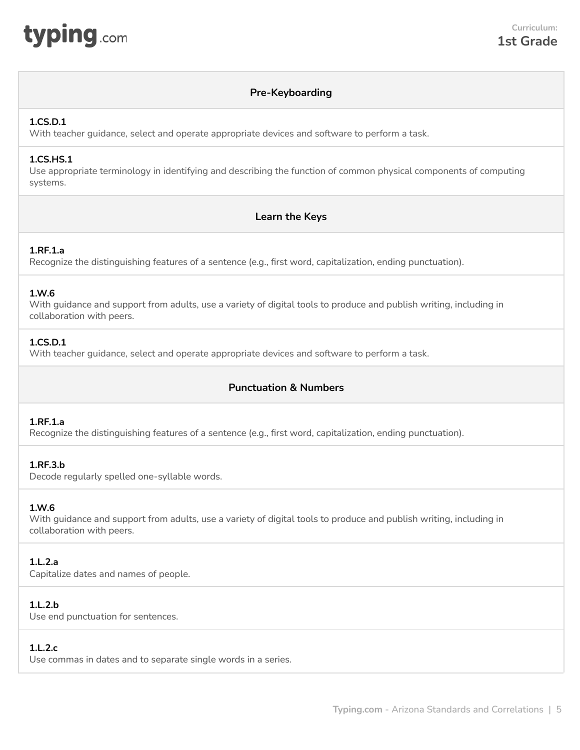## Pre-Keyboarding

**1.CS.D.1**
With teacher guidance, select and operate appropriate devices and software to perform a task.

**1.CS.HS.1**
Use appropriate terminology in identifying and describing the function of common physical components of computing systems.

## Learn the Keys

**1.RF.1.a**
Recognize the distinguishing features of a sentence (e.g., first word, capitalization, ending punctuation).

**1.W.6**
With guidance and support from adults, use a variety of digital tools to produce and publish writing, including in collaboration with peers.

**1.CS.D.1**
With teacher guidance, select and operate appropriate devices and software to perform a task.

## Punctuation & Numbers

**1.RF.1.a**
Recognize the distinguishing features of a sentence (e.g., first word, capitalization, ending punctuation).

**1.RF.3.b**
Decode regularly spelled one-syllable words.

**1.W.6**
With guidance and support from adults, use a variety of digital tools to produce and publish writing, including in collaboration with peers.

**1.L.2.a**
Capitalize dates and names of people.

**1.L.2.b**
Use end punctuation for sentences.

**1.L.2.c**
Use commas in dates and to separate single words in a series.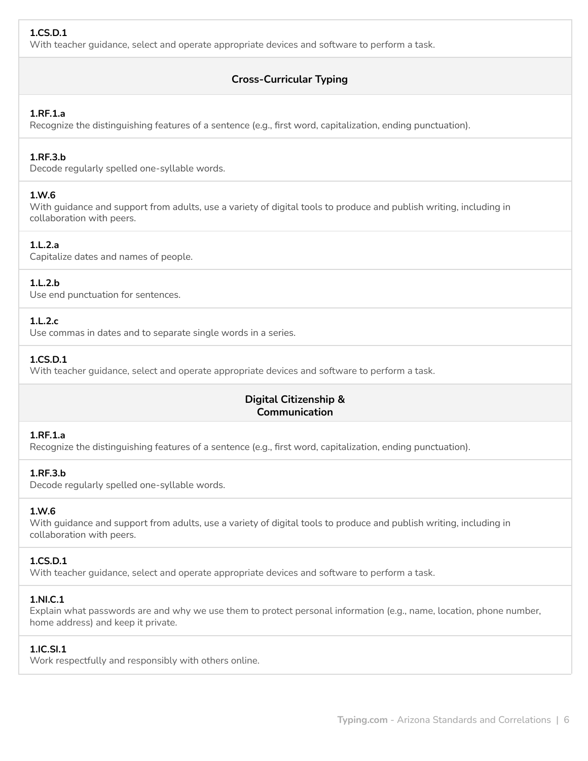**1.CS.D.1**
With teacher guidance, select and operate appropriate devices and software to perform a task.

### Cross-Curricular Typing

**1.RF.1.a**
Recognize the distinguishing features of a sentence (e.g., first word, capitalization, ending punctuation).

**1.RF.3.b**
Decode regularly spelled one-syllable words.

**1.W.6**
With guidance and support from adults, use a variety of digital tools to produce and publish writing, including in collaboration with peers.

**1.L.2.a**
Capitalize dates and names of people.

**1.L.2.b**
Use end punctuation for sentences.

**1.L.2.c**
Use commas in dates and to separate single words in a series.

**1.CS.D.1**
With teacher guidance, select and operate appropriate devices and software to perform a task.

### Digital Citizenship & Communication

**1.RF.1.a**
Recognize the distinguishing features of a sentence (e.g., first word, capitalization, ending punctuation).

**1.RF.3.b**
Decode regularly spelled one-syllable words.

**1.W.6**
With guidance and support from adults, use a variety of digital tools to produce and publish writing, including in collaboration with peers.

**1.CS.D.1**
With teacher guidance, select and operate appropriate devices and software to perform a task.

**1.NI.C.1**
Explain what passwords are and why we use them to protect personal information (e.g., name, location, phone number, home address) and keep it private.

**1.IC.SI.1**
Work respectfully and responsibly with others online.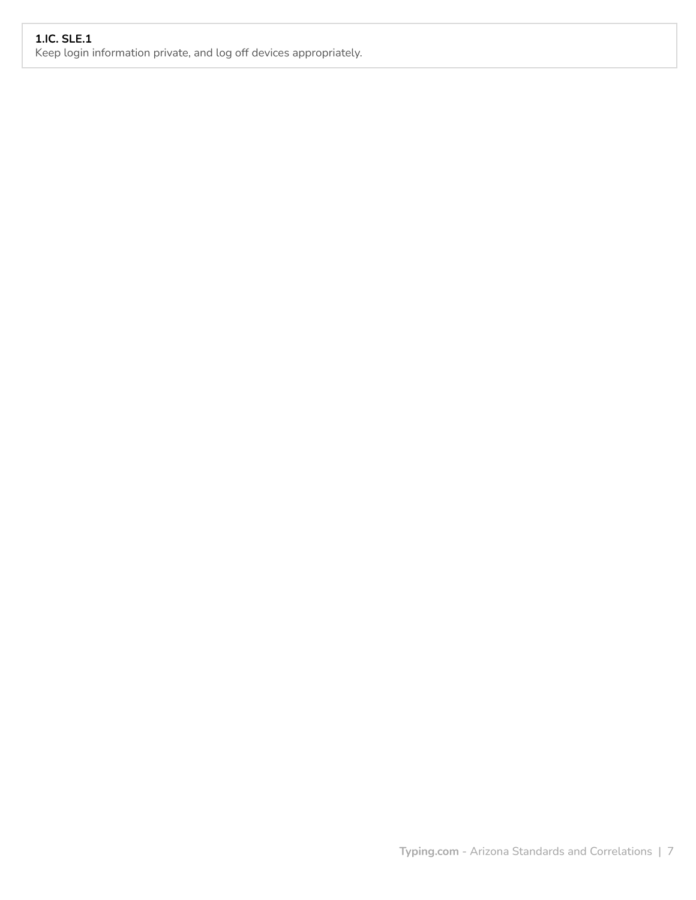**1.IC. SLE.1**
Keep login information private, and log off devices appropriately.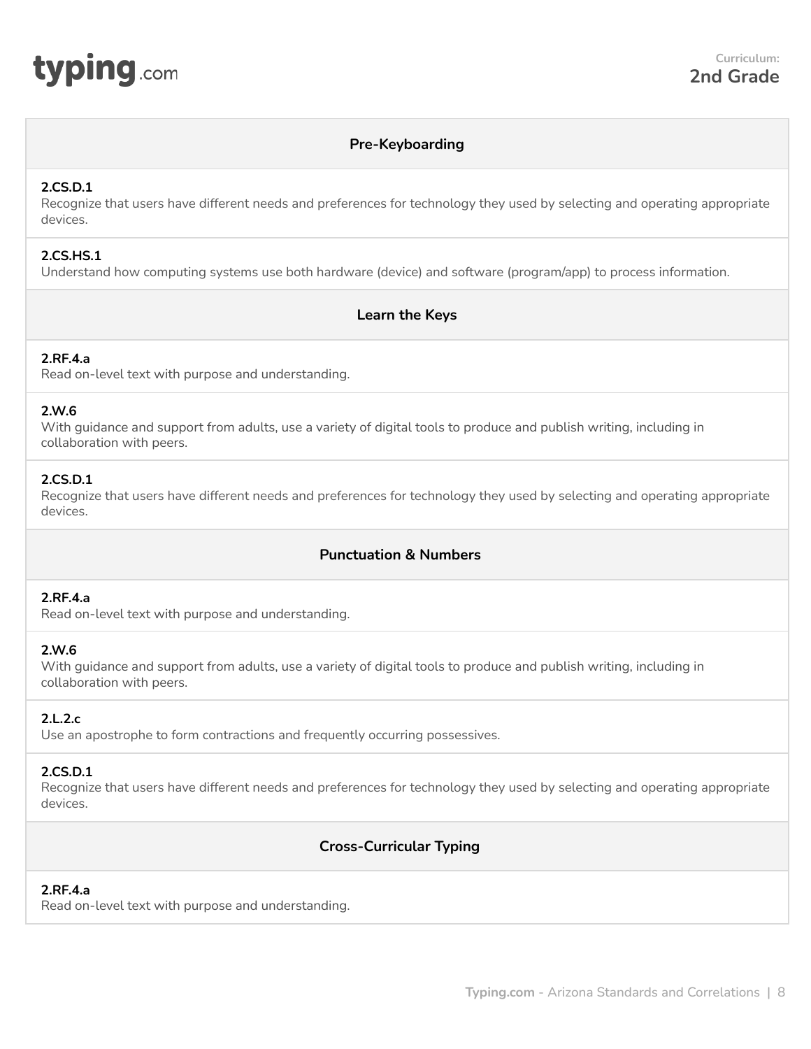**Curriculum:**
**2nd Grade**

## Pre-Keyboarding

**2.CS.D.1**
Recognize that users have different needs and preferences for technology they used by selecting and operating appropriate devices.

**2.CS.HS.1**
Understand how computing systems use both hardware (device) and software (program/app) to process information.

## Learn the Keys

**2.RF.4.a**
Read on-level text with purpose and understanding.

**2.W.6**
With guidance and support from adults, use a variety of digital tools to produce and publish writing, including in collaboration with peers.

**2.CS.D.1**
Recognize that users have different needs and preferences for technology they used by selecting and operating appropriate devices.

## Punctuation & Numbers

**2.RF.4.a**
Read on-level text with purpose and understanding.

**2.W.6**
With guidance and support from adults, use a variety of digital tools to produce and publish writing, including in collaboration with peers.

**2.L.2.c**
Use an apostrophe to form contractions and frequently occurring possessives.

**2.CS.D.1**
Recognize that users have different needs and preferences for technology they used by selecting and operating appropriate devices.

## Cross-Curricular Typing

**2.RF.4.a**
Read on-level text with purpose and understanding.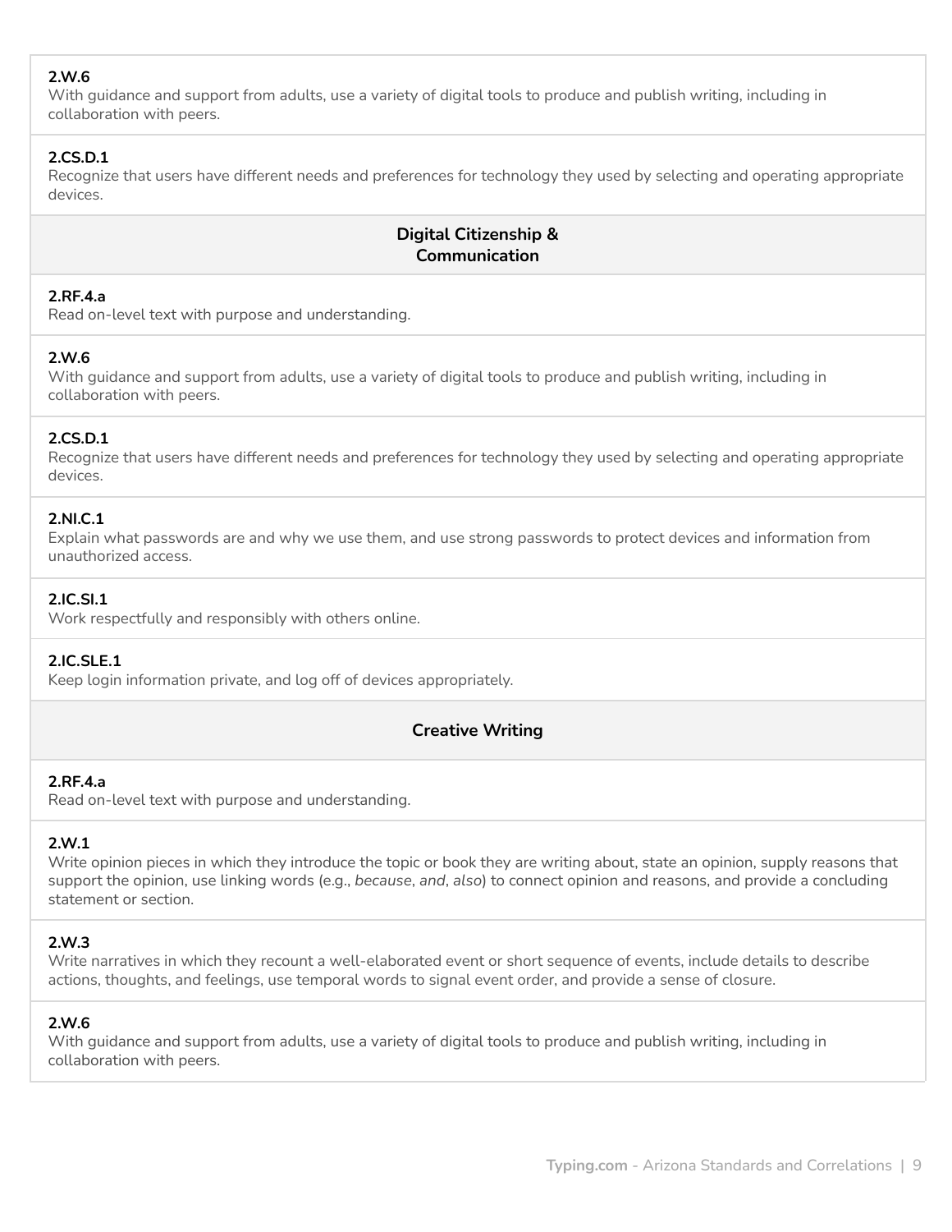**2.W.6**
With guidance and support from adults, use a variety of digital tools to produce and publish writing, including in collaboration with peers.

**2.CS.D.1**
Recognize that users have different needs and preferences for technology they used by selecting and operating appropriate devices.

### Digital Citizenship & Communication

**2.RF.4.a**
Read on-level text with purpose and understanding.

**2.W.6**
With guidance and support from adults, use a variety of digital tools to produce and publish writing, including in collaboration with peers.

**2.CS.D.1**
Recognize that users have different needs and preferences for technology they used by selecting and operating appropriate devices.

**2.NI.C.1**
Explain what passwords are and why we use them, and use strong passwords to protect devices and information from unauthorized access.

**2.IC.SI.1**
Work respectfully and responsibly with others online.

**2.IC.SLE.1**
Keep login information private, and log off of devices appropriately.

### Creative Writing

**2.RF.4.a**
Read on-level text with purpose and understanding.

**2.W.1**
Write opinion pieces in which they introduce the topic or book they are writing about, state an opinion, supply reasons that support the opinion, use linking words (e.g., *because*, *and*, *also*) to connect opinion and reasons, and provide a concluding statement or section.

**2.W.3**
Write narratives in which they recount a well-elaborated event or short sequence of events, include details to describe actions, thoughts, and feelings, use temporal words to signal event order, and provide a sense of closure.

**2.W.6**
With guidance and support from adults, use a variety of digital tools to produce and publish writing, including in collaboration with peers.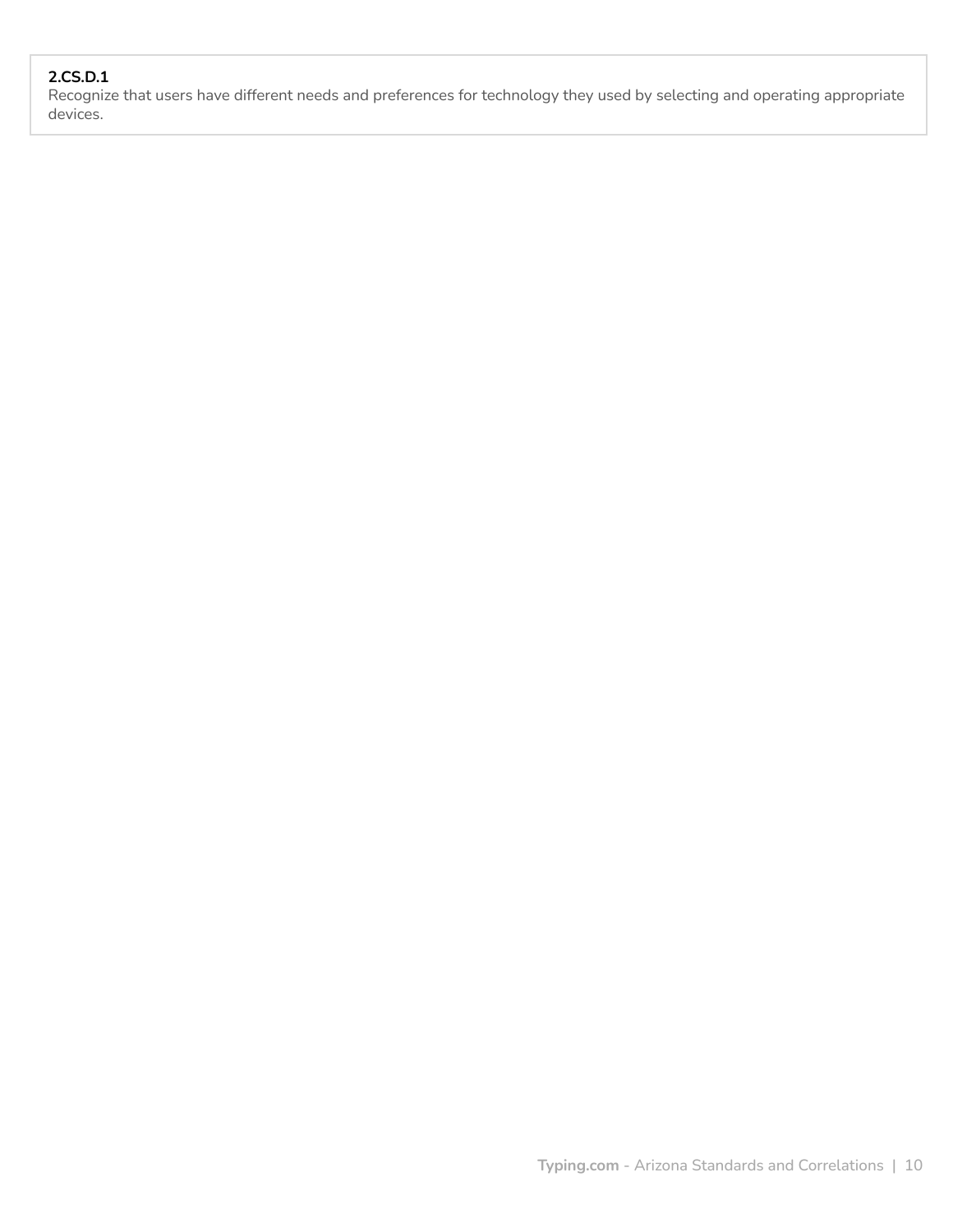**2.CS.D.1**
Recognize that users have different needs and preferences for technology they used by selecting and operating appropriate devices.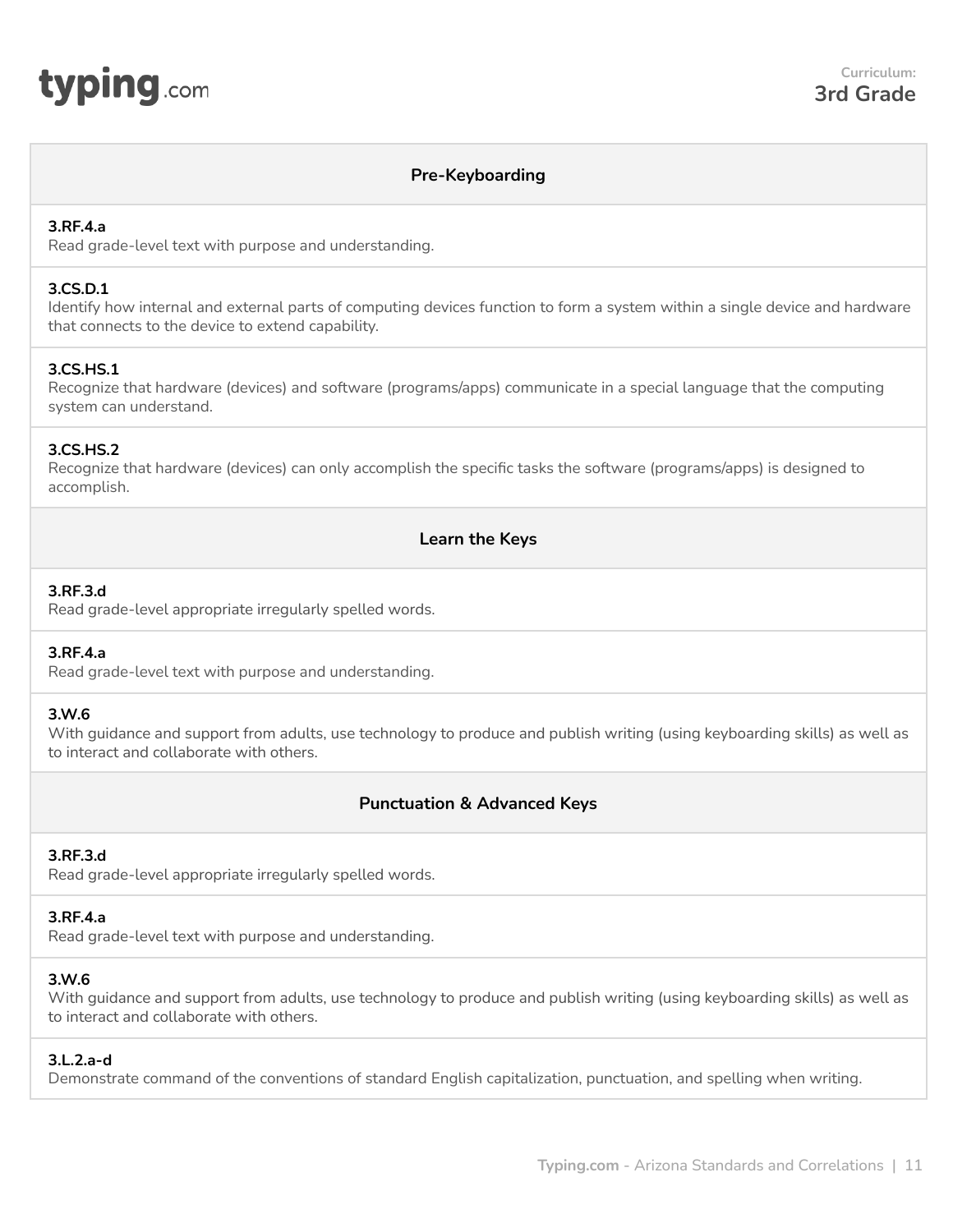typing.com

Curriculum:
**3rd Grade**

## Pre-Keyboarding

**3.RF.4.a**
Read grade-level text with purpose and understanding.

**3.CS.D.1**
Identify how internal and external parts of computing devices function to form a system within a single device and hardware that connects to the device to extend capability.

**3.CS.HS.1**
Recognize that hardware (devices) and software (programs/apps) communicate in a special language that the computing system can understand.

**3.CS.HS.2**
Recognize that hardware (devices) can only accomplish the specific tasks the software (programs/apps) is designed to accomplish.

## Learn the Keys

**3.RF.3.d**
Read grade-level appropriate irregularly spelled words.

**3.RF.4.a**
Read grade-level text with purpose and understanding.

**3.W.6**
With guidance and support from adults, use technology to produce and publish writing (using keyboarding skills) as well as to interact and collaborate with others.

## Punctuation & Advanced Keys

**3.RF.3.d**
Read grade-level appropriate irregularly spelled words.

**3.RF.4.a**
Read grade-level text with purpose and understanding.

**3.W.6**
With guidance and support from adults, use technology to produce and publish writing (using keyboarding skills) as well as to interact and collaborate with others.

**3.L.2.a-d**
Demonstrate command of the conventions of standard English capitalization, punctuation, and spelling when writing.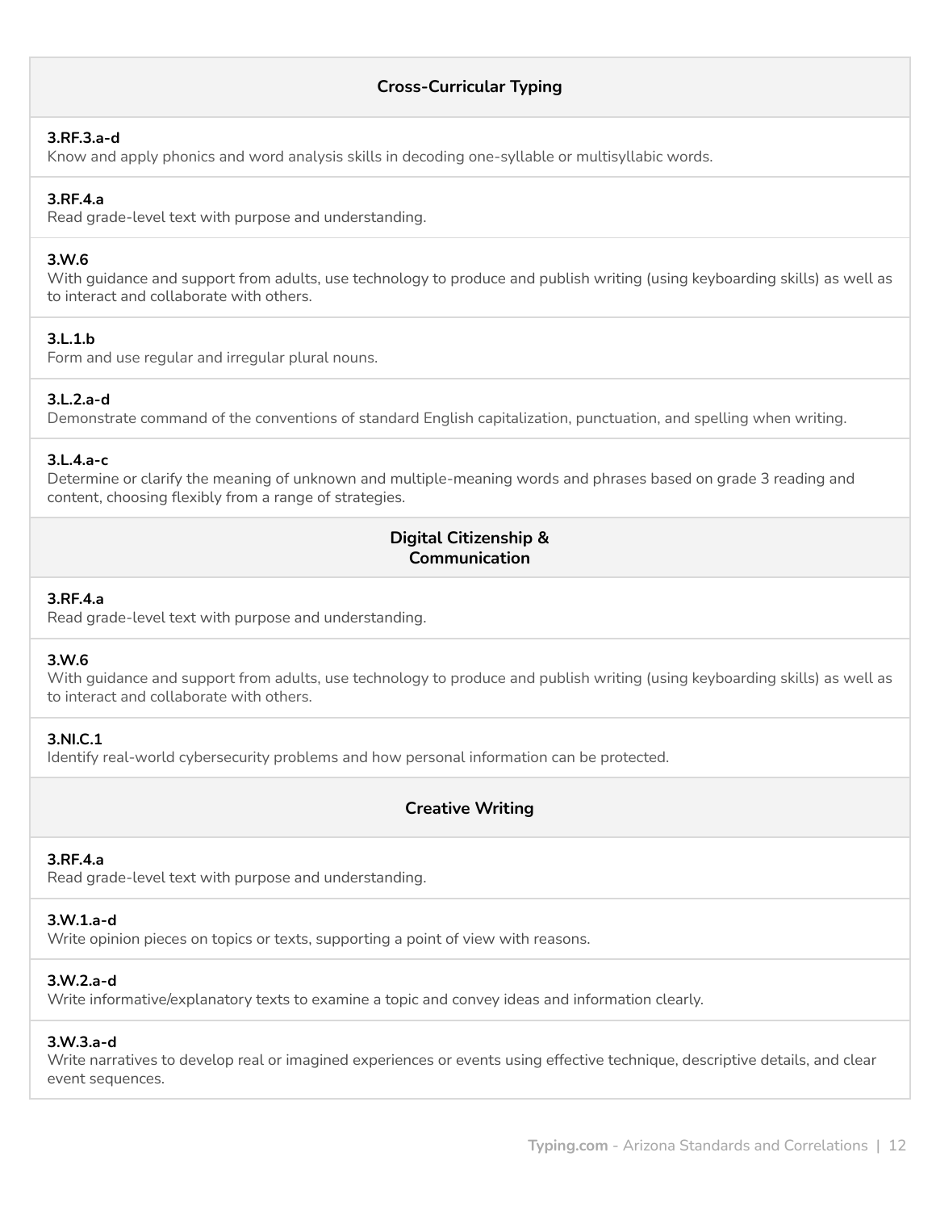## Cross-Curricular Typing

**3.RF.3.a-d**
Know and apply phonics and word analysis skills in decoding one-syllable or multisyllabic words.

**3.RF.4.a**
Read grade-level text with purpose and understanding.

**3.W.6**
With guidance and support from adults, use technology to produce and publish writing (using keyboarding skills) as well as to interact and collaborate with others.

**3.L.1.b**
Form and use regular and irregular plural nouns.

**3.L.2.a-d**
Demonstrate command of the conventions of standard English capitalization, punctuation, and spelling when writing.

**3.L.4.a-c**
Determine or clarify the meaning of unknown and multiple-meaning words and phrases based on grade 3 reading and content, choosing flexibly from a range of strategies.

## Digital Citizenship & Communication

**3.RF.4.a**
Read grade-level text with purpose and understanding.

**3.W.6**
With guidance and support from adults, use technology to produce and publish writing (using keyboarding skills) as well as to interact and collaborate with others.

**3.NI.C.1**
Identify real-world cybersecurity problems and how personal information can be protected.

## Creative Writing

**3.RF.4.a**
Read grade-level text with purpose and understanding.

**3.W.1.a-d**
Write opinion pieces on topics or texts, supporting a point of view with reasons.

**3.W.2.a-d**
Write informative/explanatory texts to examine a topic and convey ideas and information clearly.

**3.W.3.a-d**
Write narratives to develop real or imagined experiences or events using effective technique, descriptive details, and clear event sequences.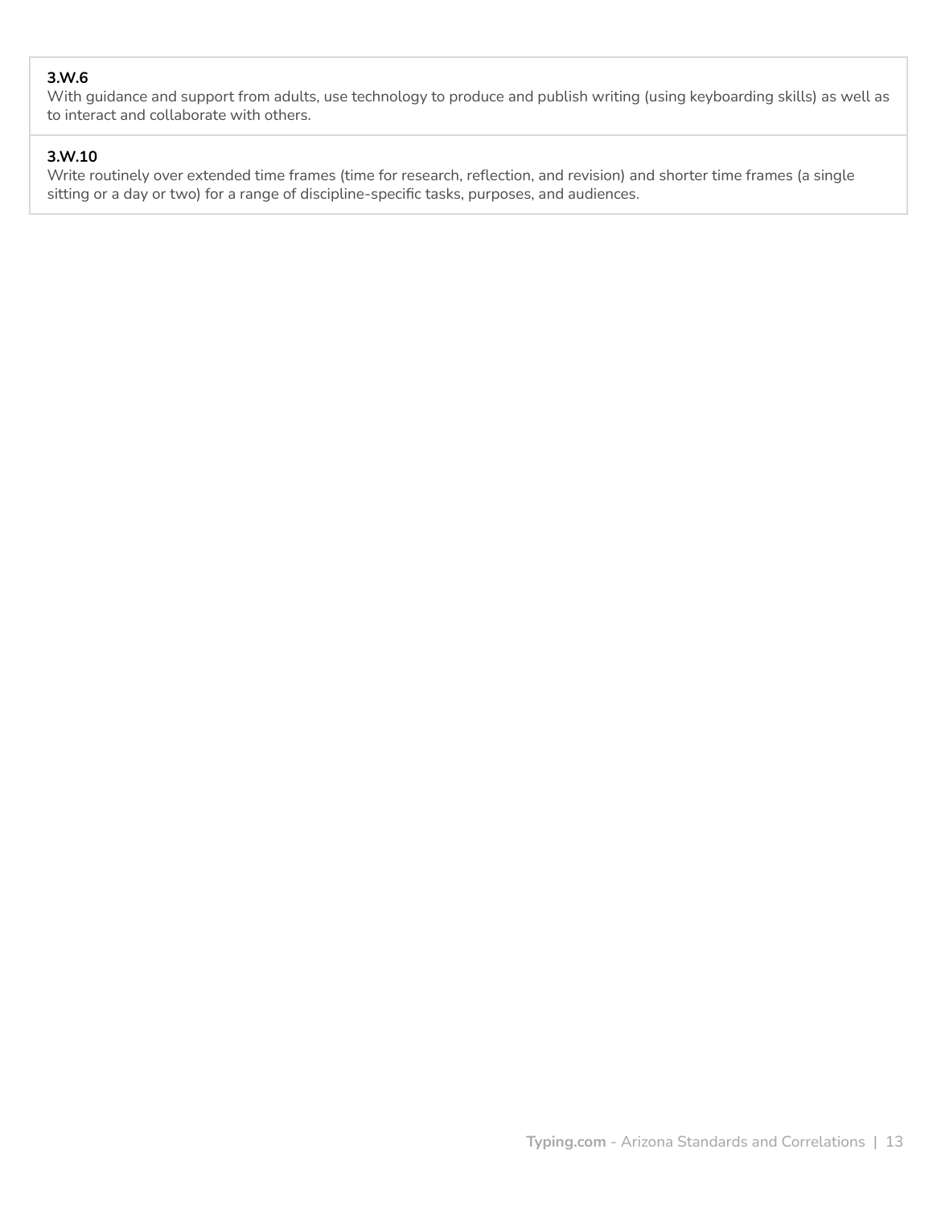**3.W.6**
With guidance and support from adults, use technology to produce and publish writing (using keyboarding skills) as well as to interact and collaborate with others.

**3.W.10**
Write routinely over extended time frames (time for research, reflection, and revision) and shorter time frames (a single sitting or a day or two) for a range of discipline-specific tasks, purposes, and audiences.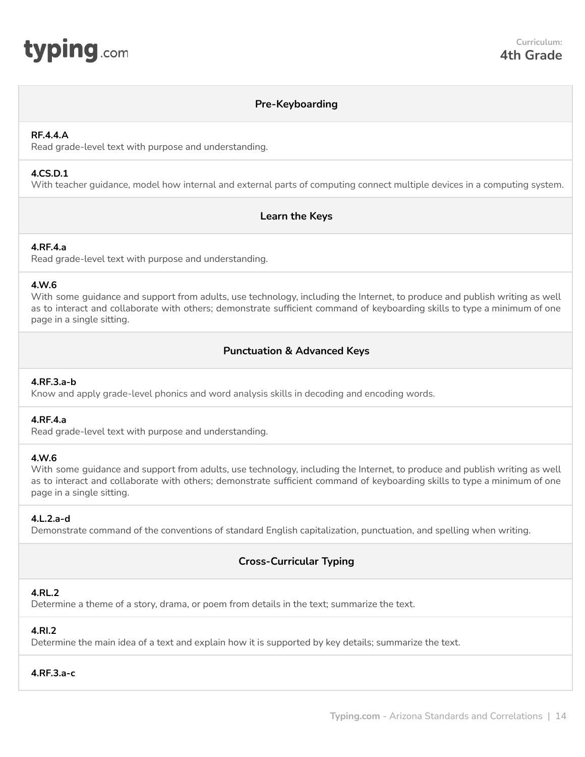**Curriculum:**
**4th Grade**

### Pre-Keyboarding

**RF.4.4.A**
Read grade-level text with purpose and understanding.

**4.CS.D.1**
With teacher guidance, model how internal and external parts of computing connect multiple devices in a computing system.

### Learn the Keys

**4.RF.4.a**
Read grade-level text with purpose and understanding.

**4.W.6**
With some guidance and support from adults, use technology, including the Internet, to produce and publish writing as well as to interact and collaborate with others; demonstrate sufficient command of keyboarding skills to type a minimum of one page in a single sitting.

### Punctuation & Advanced Keys

**4.RF.3.a-b**
Know and apply grade-level phonics and word analysis skills in decoding and encoding words.

**4.RF.4.a**
Read grade-level text with purpose and understanding.

**4.W.6**
With some guidance and support from adults, use technology, including the Internet, to produce and publish writing as well as to interact and collaborate with others; demonstrate sufficient command of keyboarding skills to type a minimum of one page in a single sitting.

**4.L.2.a-d**
Demonstrate command of the conventions of standard English capitalization, punctuation, and spelling when writing.

### Cross-Curricular Typing

**4.RL.2**
Determine a theme of a story, drama, or poem from details in the text; summarize the text.

**4.RI.2**
Determine the main idea of a text and explain how it is supported by key details; summarize the text.

**4.RF.3.a-c**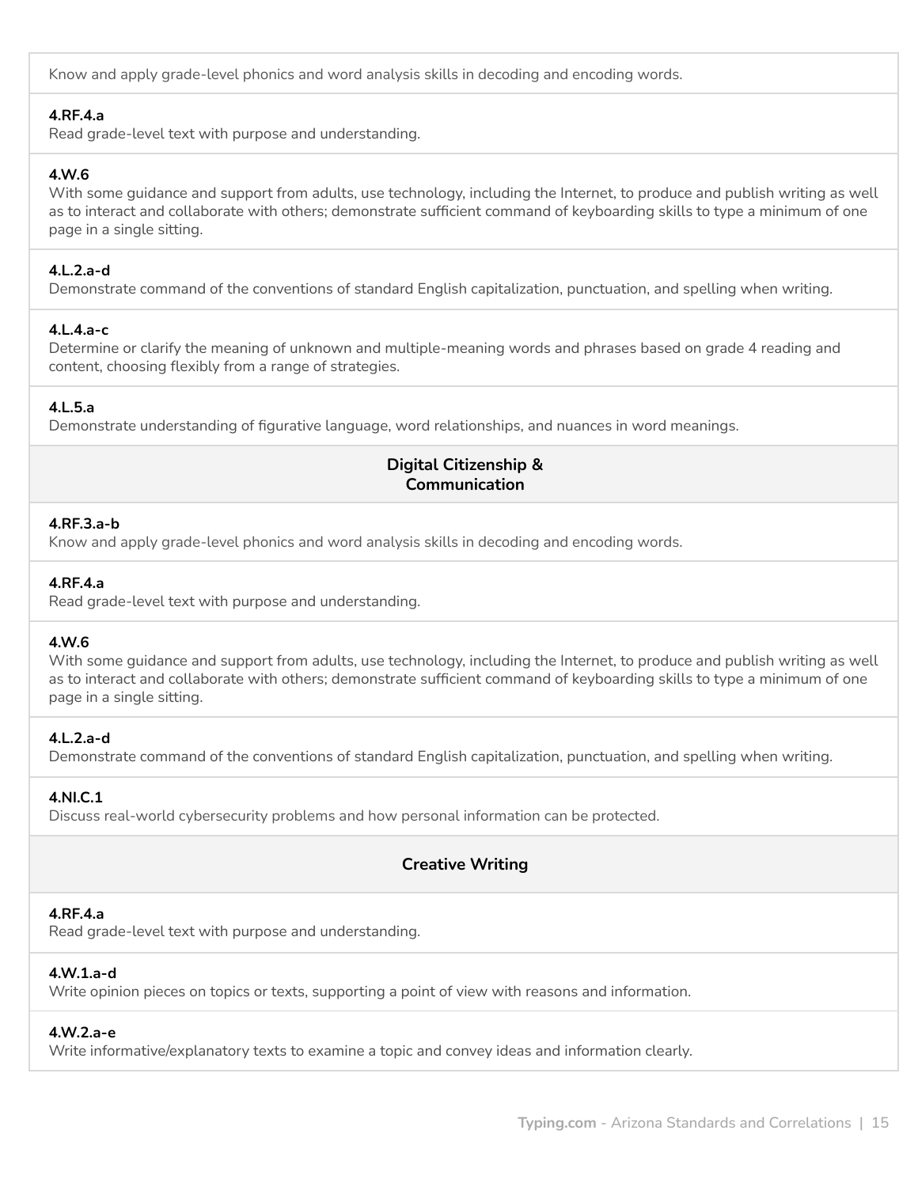Know and apply grade-level phonics and word analysis skills in decoding and encoding words.

**4.RF.4.a**
Read grade-level text with purpose and understanding.

**4.W.6**
With some guidance and support from adults, use technology, including the Internet, to produce and publish writing as well as to interact and collaborate with others; demonstrate sufficient command of keyboarding skills to type a minimum of one page in a single sitting.

**4.L.2.a-d**
Demonstrate command of the conventions of standard English capitalization, punctuation, and spelling when writing.

**4.L.4.a-c**
Determine or clarify the meaning of unknown and multiple-meaning words and phrases based on grade 4 reading and content, choosing flexibly from a range of strategies.

**4.L.5.a**
Demonstrate understanding of figurative language, word relationships, and nuances in word meanings.

### Digital Citizenship & Communication

**4.RF.3.a-b**
Know and apply grade-level phonics and word analysis skills in decoding and encoding words.

**4.RF.4.a**
Read grade-level text with purpose and understanding.

**4.W.6**
With some guidance and support from adults, use technology, including the Internet, to produce and publish writing as well as to interact and collaborate with others; demonstrate sufficient command of keyboarding skills to type a minimum of one page in a single sitting.

**4.L.2.a-d**
Demonstrate command of the conventions of standard English capitalization, punctuation, and spelling when writing.

**4.NI.C.1**
Discuss real-world cybersecurity problems and how personal information can be protected.

### Creative Writing

**4.RF.4.a**
Read grade-level text with purpose and understanding.

**4.W.1.a-d**
Write opinion pieces on topics or texts, supporting a point of view with reasons and information.

**4.W.2.a-e**
Write informative/explanatory texts to examine a topic and convey ideas and information clearly.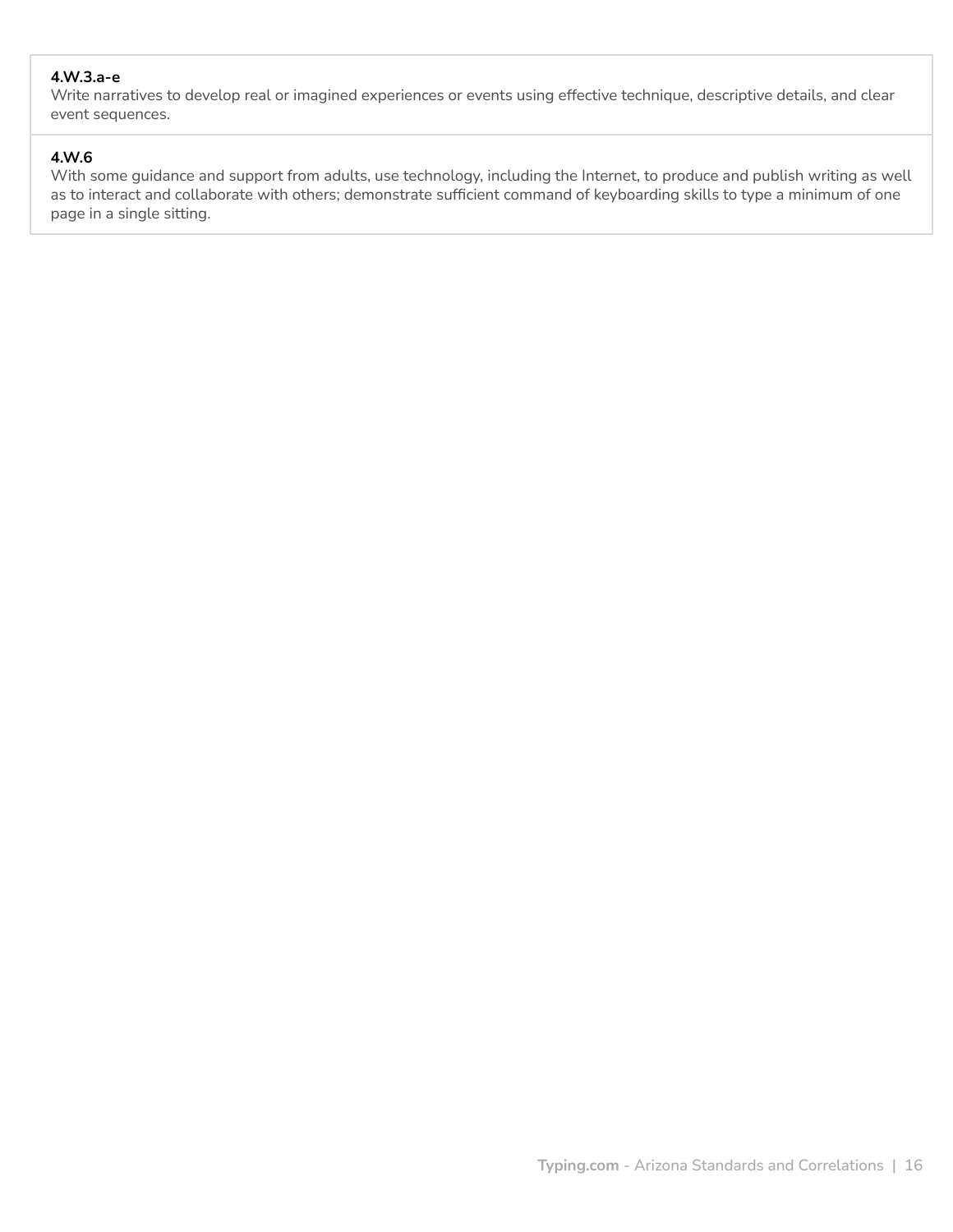**4.W.3.a-e**
Write narratives to develop real or imagined experiences or events using effective technique, descriptive details, and clear event sequences.

**4.W.6**
With some guidance and support from adults, use technology, including the Internet, to produce and publish writing as well as to interact and collaborate with others; demonstrate sufficient command of keyboarding skills to type a minimum of one page in a single sitting.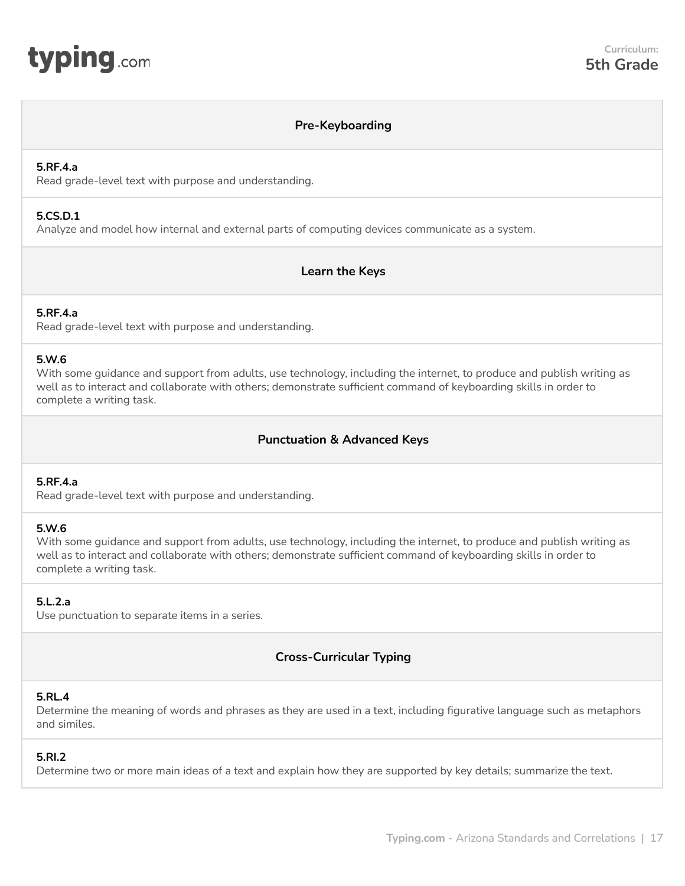## Pre-Keyboarding

**5.RF.4.a**
Read grade-level text with purpose and understanding.

**5.CS.D.1**
Analyze and model how internal and external parts of computing devices communicate as a system.

## Learn the Keys

**5.RF.4.a**
Read grade-level text with purpose and understanding.

**5.W.6**
With some guidance and support from adults, use technology, including the internet, to produce and publish writing as well as to interact and collaborate with others; demonstrate sufficient command of keyboarding skills in order to complete a writing task.

## Punctuation & Advanced Keys

**5.RF.4.a**
Read grade-level text with purpose and understanding.

**5.W.6**
With some guidance and support from adults, use technology, including the internet, to produce and publish writing as well as to interact and collaborate with others; demonstrate sufficient command of keyboarding skills in order to complete a writing task.

**5.L.2.a**
Use punctuation to separate items in a series.

## Cross-Curricular Typing

**5.RL.4**
Determine the meaning of words and phrases as they are used in a text, including figurative language such as metaphors and similes.

**5.RI.2**
Determine two or more main ideas of a text and explain how they are supported by key details; summarize the text.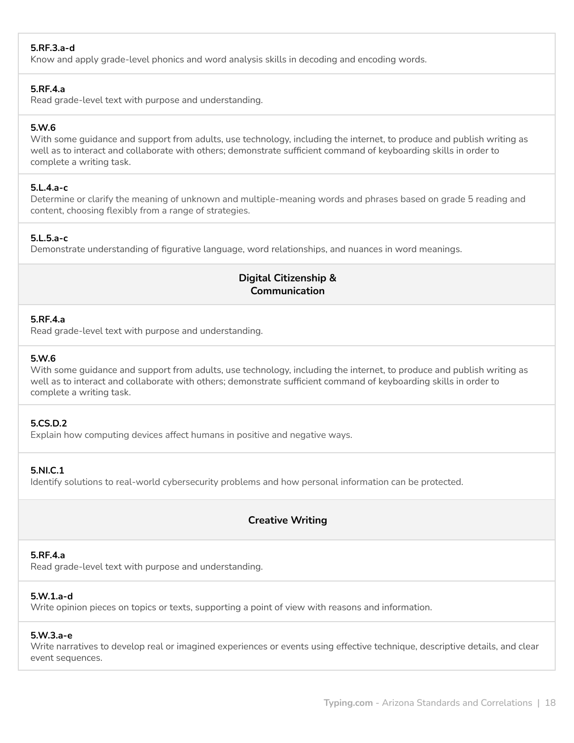**5.RF.3.a-d**
Know and apply grade-level phonics and word analysis skills in decoding and encoding words.

**5.RF.4.a**
Read grade-level text with purpose and understanding.

**5.W.6**
With some guidance and support from adults, use technology, including the internet, to produce and publish writing as well as to interact and collaborate with others; demonstrate sufficient command of keyboarding skills in order to complete a writing task.

**5.L.4.a-c**
Determine or clarify the meaning of unknown and multiple-meaning words and phrases based on grade 5 reading and content, choosing flexibly from a range of strategies.

**5.L.5.a-c**
Demonstrate understanding of figurative language, word relationships, and nuances in word meanings.

### Digital Citizenship & Communication

**5.RF.4.a**
Read grade-level text with purpose and understanding.

**5.W.6**
With some guidance and support from adults, use technology, including the internet, to produce and publish writing as well as to interact and collaborate with others; demonstrate sufficient command of keyboarding skills in order to complete a writing task.

**5.CS.D.2**
Explain how computing devices affect humans in positive and negative ways.

**5.NI.C.1**
Identify solutions to real-world cybersecurity problems and how personal information can be protected.

### Creative Writing

**5.RF.4.a**
Read grade-level text with purpose and understanding.

**5.W.1.a-d**
Write opinion pieces on topics or texts, supporting a point of view with reasons and information.

**5.W.3.a-e**
Write narratives to develop real or imagined experiences or events using effective technique, descriptive details, and clear event sequences.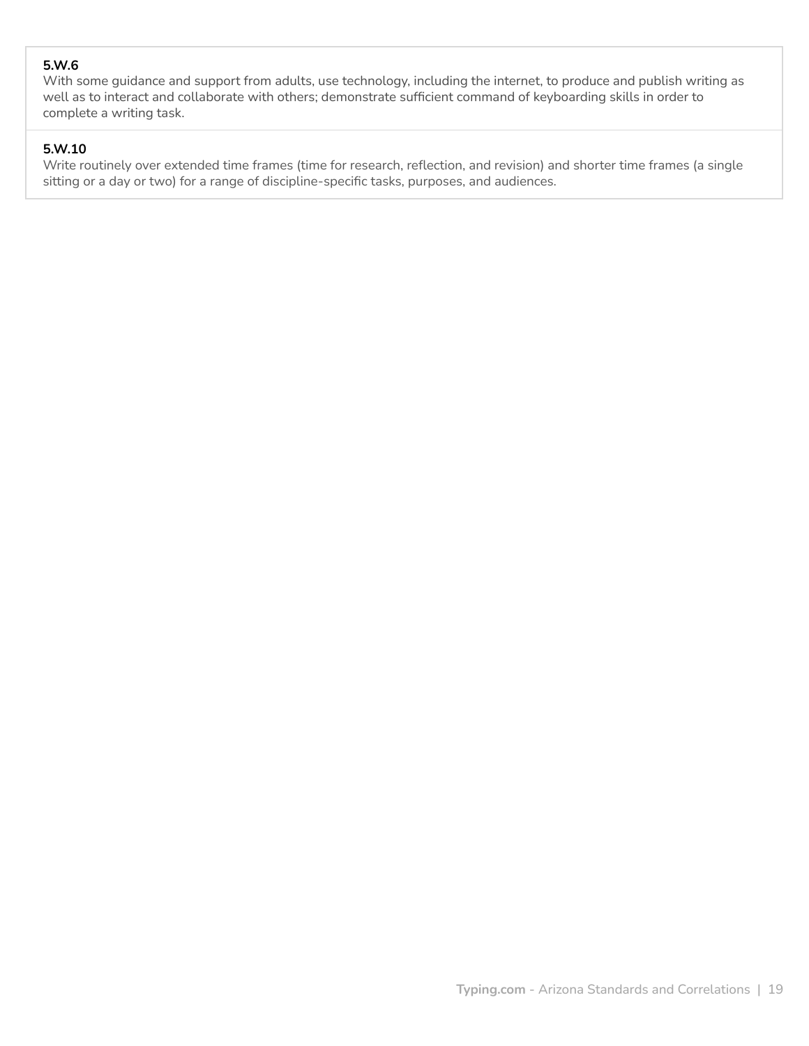**5.W.6**
With some guidance and support from adults, use technology, including the internet, to produce and publish writing as well as to interact and collaborate with others; demonstrate sufficient command of keyboarding skills in order to complete a writing task.

**5.W.10**
Write routinely over extended time frames (time for research, reflection, and revision) and shorter time frames (a single sitting or a day or two) for a range of discipline-specific tasks, purposes, and audiences.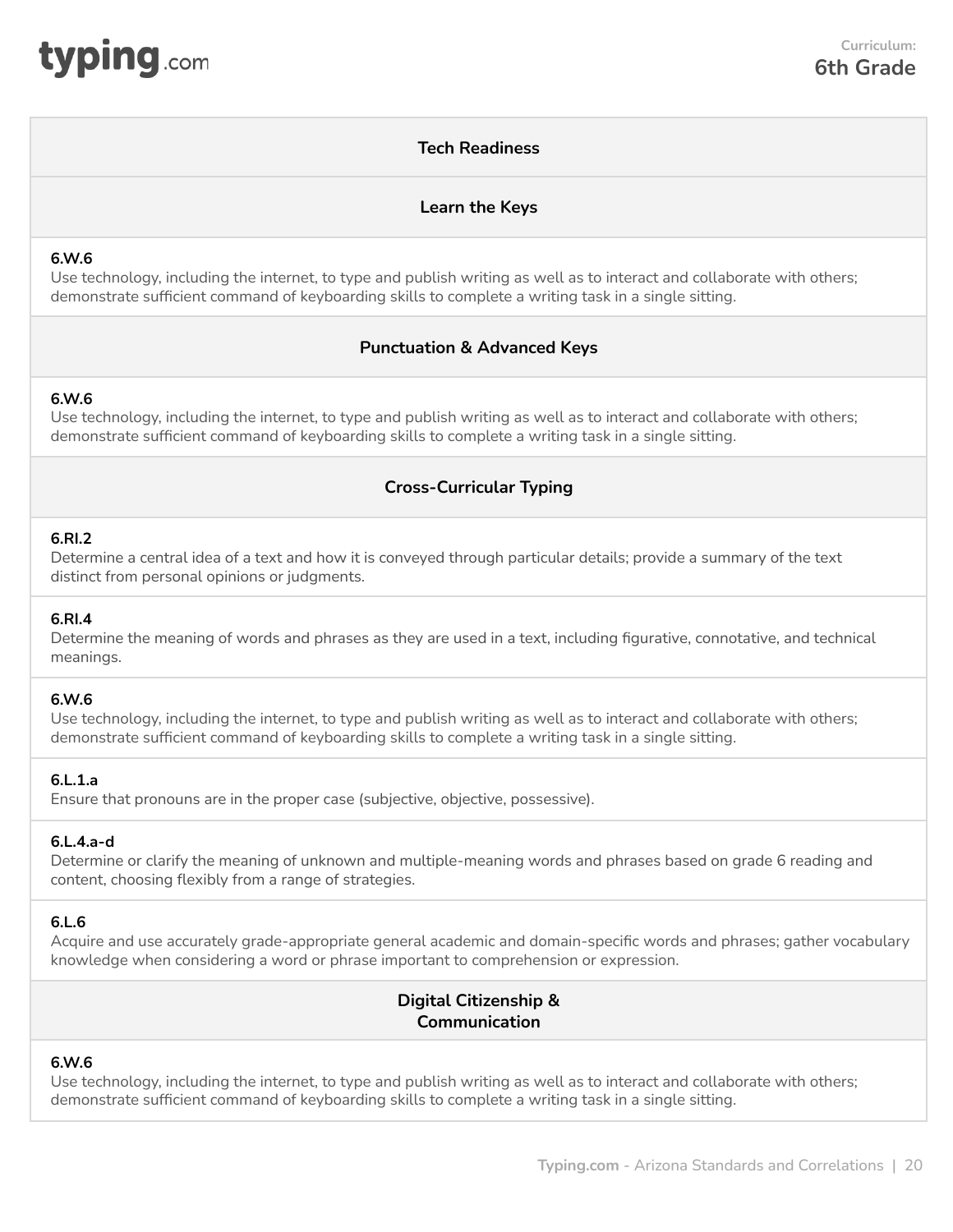Curriculum:
**6th Grade**

## Tech Readiness

## Learn the Keys

**6.W.6**
Use technology, including the internet, to type and publish writing as well as to interact and collaborate with others; demonstrate sufficient command of keyboarding skills to complete a writing task in a single sitting.

## Punctuation & Advanced Keys

**6.W.6**
Use technology, including the internet, to type and publish writing as well as to interact and collaborate with others; demonstrate sufficient command of keyboarding skills to complete a writing task in a single sitting.

## Cross-Curricular Typing

**6.RI.2**
Determine a central idea of a text and how it is conveyed through particular details; provide a summary of the text distinct from personal opinions or judgments.

**6.RI.4**
Determine the meaning of words and phrases as they are used in a text, including figurative, connotative, and technical meanings.

**6.W.6**
Use technology, including the internet, to type and publish writing as well as to interact and collaborate with others; demonstrate sufficient command of keyboarding skills to complete a writing task in a single sitting.

**6.L.1.a**
Ensure that pronouns are in the proper case (subjective, objective, possessive).

**6.L.4.a-d**
Determine or clarify the meaning of unknown and multiple-meaning words and phrases based on grade 6 reading and content, choosing flexibly from a range of strategies.

**6.L.6**
Acquire and use accurately grade-appropriate general academic and domain-specific words and phrases; gather vocabulary knowledge when considering a word or phrase important to comprehension or expression.

## Digital Citizenship & Communication

**6.W.6**
Use technology, including the internet, to type and publish writing as well as to interact and collaborate with others; demonstrate sufficient command of keyboarding skills to complete a writing task in a single sitting.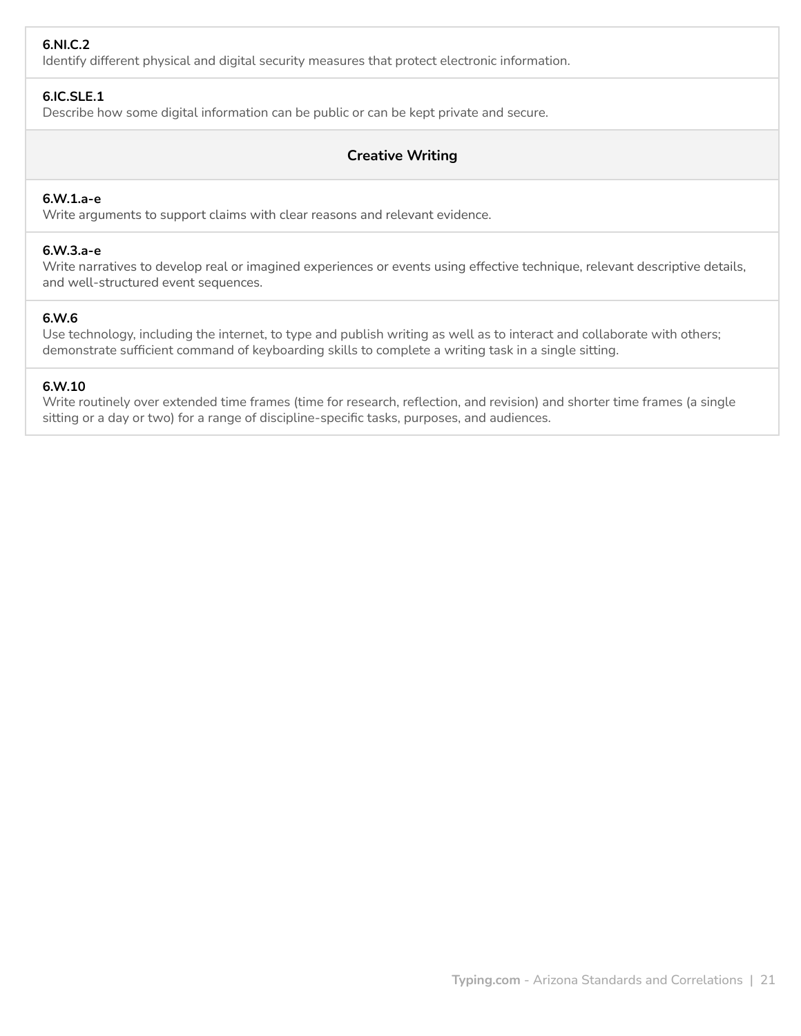**6.NI.C.2**
Identify different physical and digital security measures that protect electronic information.

**6.IC.SLE.1**
Describe how some digital information can be public or can be kept private and secure.

## Creative Writing

**6.W.1.a-e**
Write arguments to support claims with clear reasons and relevant evidence.

**6.W.3.a-e**
Write narratives to develop real or imagined experiences or events using effective technique, relevant descriptive details, and well-structured event sequences.

**6.W.6**
Use technology, including the internet, to type and publish writing as well as to interact and collaborate with others; demonstrate sufficient command of keyboarding skills to complete a writing task in a single sitting.

**6.W.10**
Write routinely over extended time frames (time for research, reflection, and revision) and shorter time frames (a single sitting or a day or two) for a range of discipline-specific tasks, purposes, and audiences.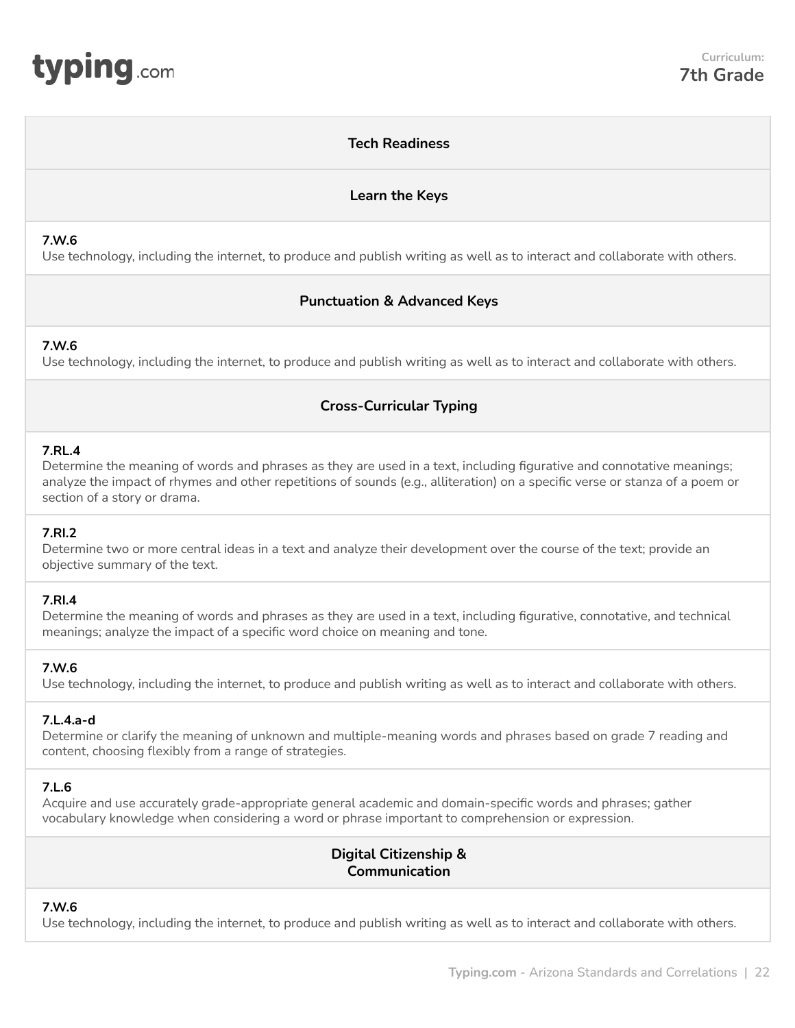## Tech Readiness

### Learn the Keys

**7.W.6**
Use technology, including the internet, to produce and publish writing as well as to interact and collaborate with others.

### Punctuation & Advanced Keys

**7.W.6**
Use technology, including the internet, to produce and publish writing as well as to interact and collaborate with others.

### Cross-Curricular Typing

**7.RL.4**
Determine the meaning of words and phrases as they are used in a text, including figurative and connotative meanings; analyze the impact of rhymes and other repetitions of sounds (e.g., alliteration) on a specific verse or stanza of a poem or section of a story or drama.

**7.RI.2**
Determine two or more central ideas in a text and analyze their development over the course of the text; provide an objective summary of the text.

**7.RI.4**
Determine the meaning of words and phrases as they are used in a text, including figurative, connotative, and technical meanings; analyze the impact of a specific word choice on meaning and tone.

**7.W.6**
Use technology, including the internet, to produce and publish writing as well as to interact and collaborate with others.

**7.L.4.a-d**
Determine or clarify the meaning of unknown and multiple-meaning words and phrases based on grade 7 reading and content, choosing flexibly from a range of strategies.

**7.L.6**
Acquire and use accurately grade-appropriate general academic and domain-specific words and phrases; gather vocabulary knowledge when considering a word or phrase important to comprehension or expression.

### Digital Citizenship & Communication

**7.W.6**
Use technology, including the internet, to produce and publish writing as well as to interact and collaborate with others.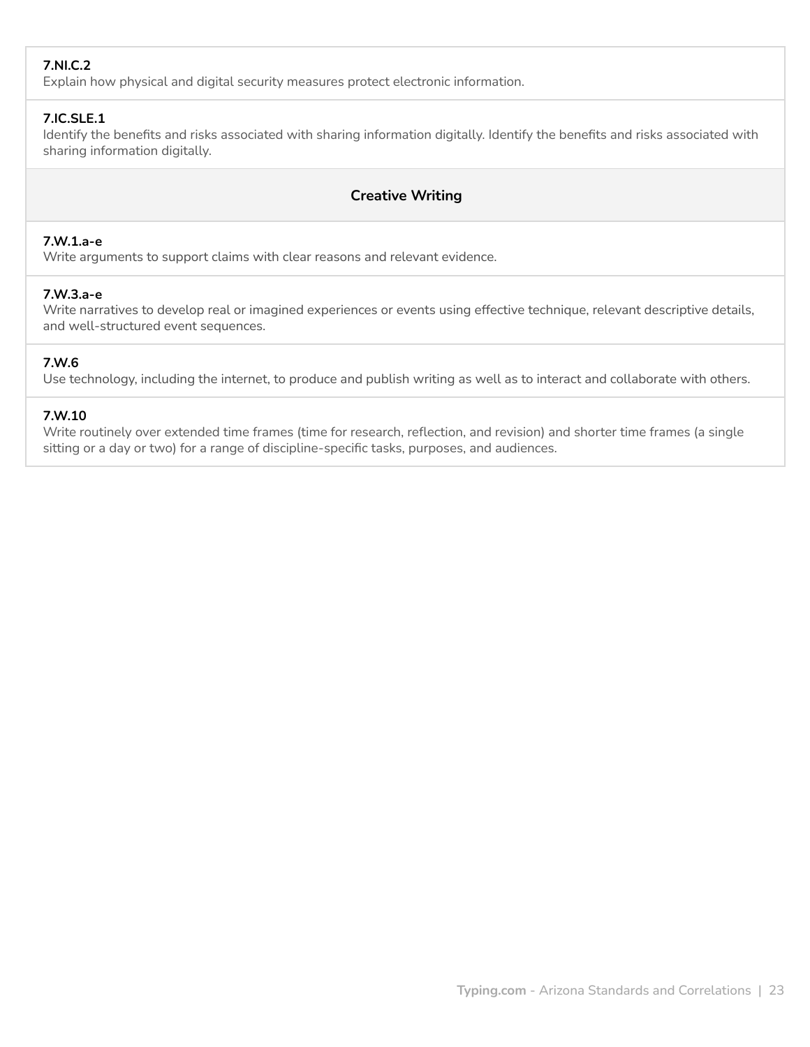**7.NI.C.2**
Explain how physical and digital security measures protect electronic information.

**7.IC.SLE.1**
Identify the benefits and risks associated with sharing information digitally. Identify the benefits and risks associated with sharing information digitally.

## Creative Writing

**7.W.1.a-e**
Write arguments to support claims with clear reasons and relevant evidence.

**7.W.3.a-e**
Write narratives to develop real or imagined experiences or events using effective technique, relevant descriptive details, and well-structured event sequences.

**7.W.6**
Use technology, including the internet, to produce and publish writing as well as to interact and collaborate with others.

**7.W.10**
Write routinely over extended time frames (time for research, reflection, and revision) and shorter time frames (a single sitting or a day or two) for a range of discipline-specific tasks, purposes, and audiences.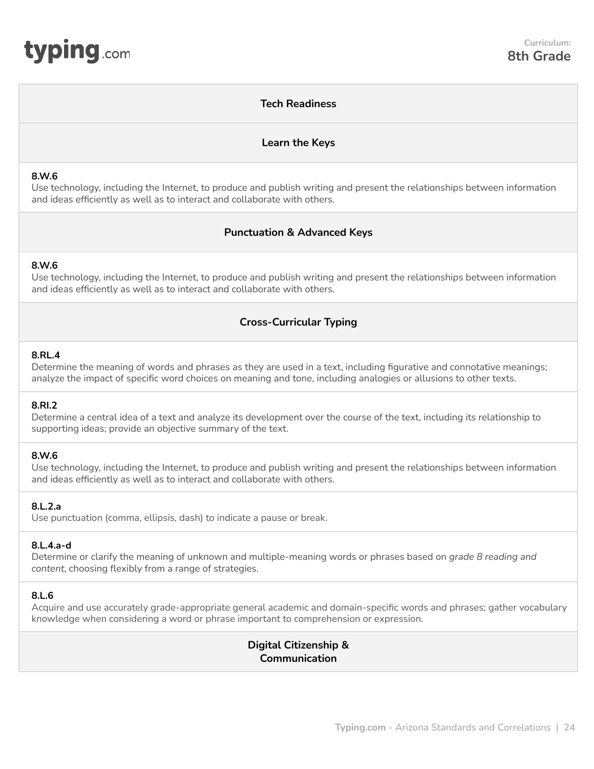| Tech Readiness |
|---|
| **Learn the Keys** |
| **8.W.6**<br>Use technology, including the Internet, to produce and publish writing and present the relationships between information and ideas efficiently as well as to interact and collaborate with others. |
| **Punctuation & Advanced Keys** |
| **8.W.6**<br>Use technology, including the Internet, to produce and publish writing and present the relationships between information and ideas efficiently as well as to interact and collaborate with others. |
| **Cross-Curricular Typing** |
| **8.RL.4**<br>Determine the meaning of words and phrases as they are used in a text, including figurative and connotative meanings; analyze the impact of specific word choices on meaning and tone, including analogies or allusions to other texts. |
| **8.RI.2**<br>Determine a central idea of a text and analyze its development over the course of the text, including its relationship to supporting ideas; provide an objective summary of the text. |
| **8.W.6**<br>Use technology, including the Internet, to produce and publish writing and present the relationships between information and ideas efficiently as well as to interact and collaborate with others. |
| **8.L.2.a**<br>Use punctuation (comma, ellipsis, dash) to indicate a pause or break. |
| **8.L.4.a-d**<br>Determine or clarify the meaning of unknown and multiple-meaning words or phrases based on *grade 8 reading and content*, choosing flexibly from a range of strategies. |
| **8.L.6**<br>Acquire and use accurately grade-appropriate general academic and domain-specific words and phrases; gather vocabulary knowledge when considering a word or phrase important to comprehension or expression. |
| **Digital Citizenship & Communication** |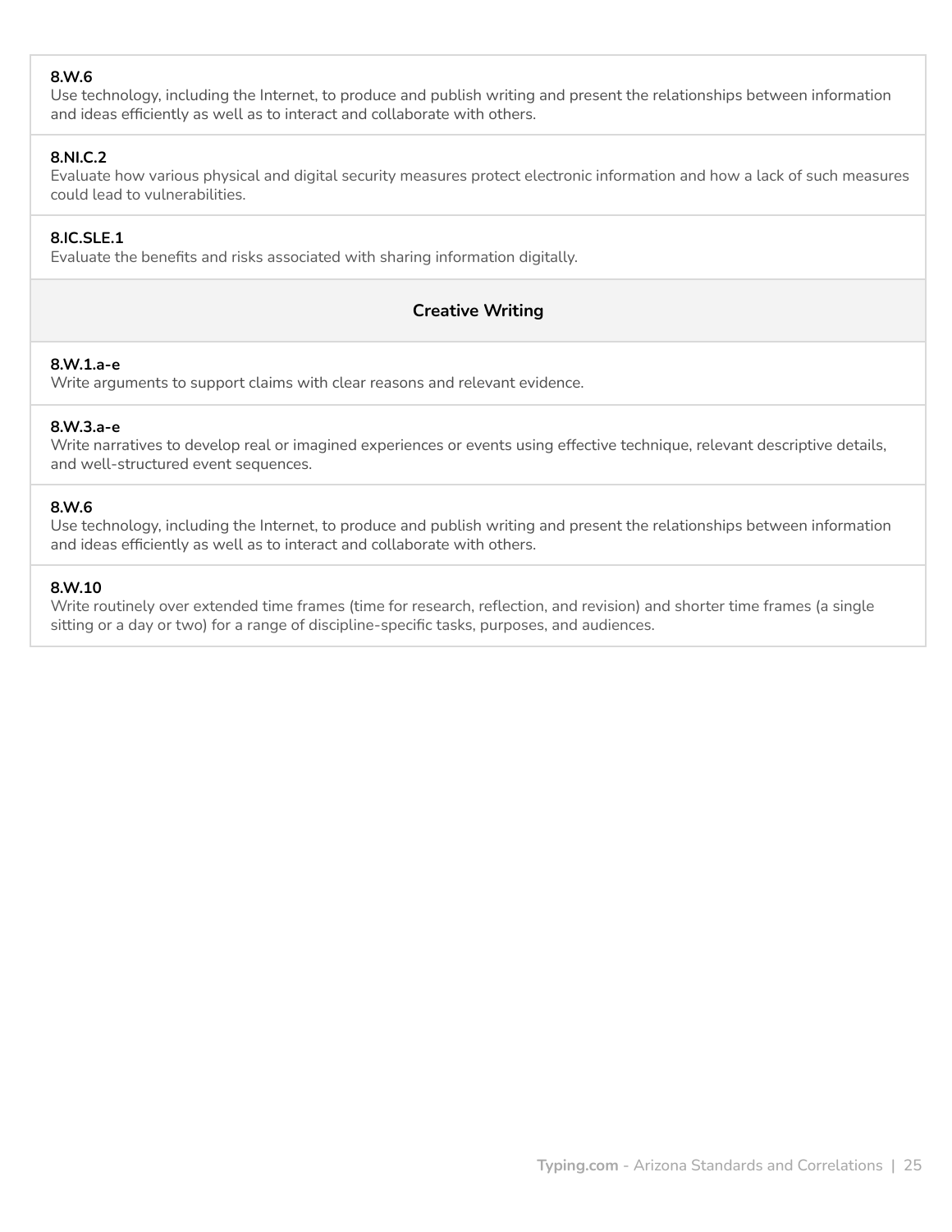**8.W.6**
Use technology, including the Internet, to produce and publish writing and present the relationships between information and ideas efficiently as well as to interact and collaborate with others.

**8.NI.C.2**
Evaluate how various physical and digital security measures protect electronic information and how a lack of such measures could lead to vulnerabilities.

**8.IC.SLE.1**
Evaluate the benefits and risks associated with sharing information digitally.

### Creative Writing

**8.W.1.a-e**
Write arguments to support claims with clear reasons and relevant evidence.

**8.W.3.a-e**
Write narratives to develop real or imagined experiences or events using effective technique, relevant descriptive details, and well-structured event sequences.

**8.W.6**
Use technology, including the Internet, to produce and publish writing and present the relationships between information and ideas efficiently as well as to interact and collaborate with others.

**8.W.10**
Write routinely over extended time frames (time for research, reflection, and revision) and shorter time frames (a single sitting or a day or two) for a range of discipline-specific tasks, purposes, and audiences.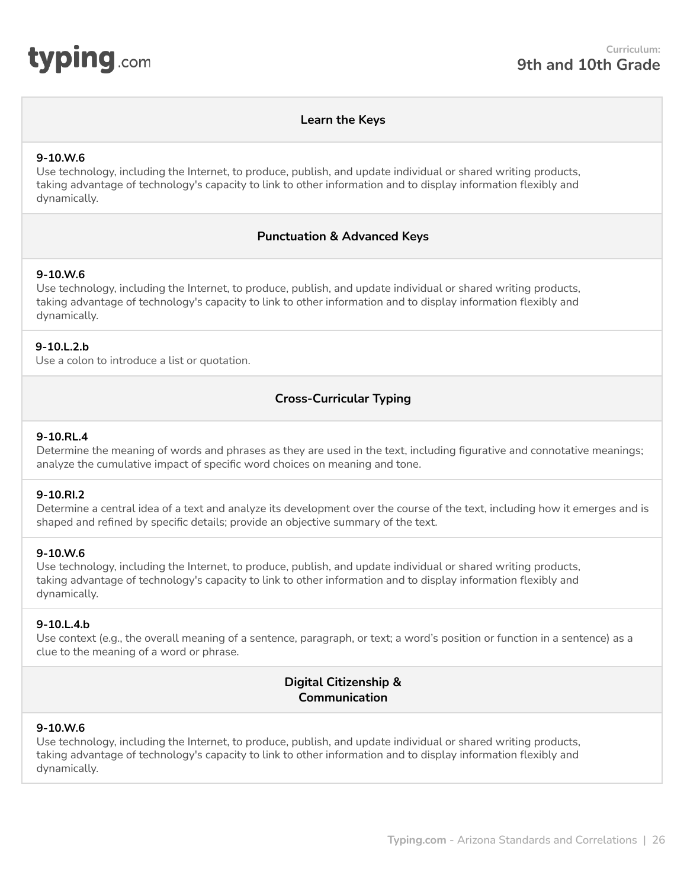**Curriculum:**
## 9th and 10th Grade

### Learn the Keys

**9-10.W.6**
Use technology, including the Internet, to produce, publish, and update individual or shared writing products, taking advantage of technology's capacity to link to other information and to display information flexibly and dynamically.

### Punctuation & Advanced Keys

**9-10.W.6**
Use technology, including the Internet, to produce, publish, and update individual or shared writing products, taking advantage of technology's capacity to link to other information and to display information flexibly and dynamically.

**9-10.L.2.b**
Use a colon to introduce a list or quotation.

### Cross-Curricular Typing

**9-10.RL.4**
Determine the meaning of words and phrases as they are used in the text, including figurative and connotative meanings; analyze the cumulative impact of specific word choices on meaning and tone.

**9-10.RI.2**
Determine a central idea of a text and analyze its development over the course of the text, including how it emerges and is shaped and refined by specific details; provide an objective summary of the text.

**9-10.W.6**
Use technology, including the Internet, to produce, publish, and update individual or shared writing products, taking advantage of technology's capacity to link to other information and to display information flexibly and dynamically.

**9-10.L.4.b**
Use context (e.g., the overall meaning of a sentence, paragraph, or text; a word's position or function in a sentence) as a clue to the meaning of a word or phrase.

### Digital Citizenship & Communication

**9-10.W.6**
Use technology, including the Internet, to produce, publish, and update individual or shared writing products, taking advantage of technology's capacity to link to other information and to display information flexibly and dynamically.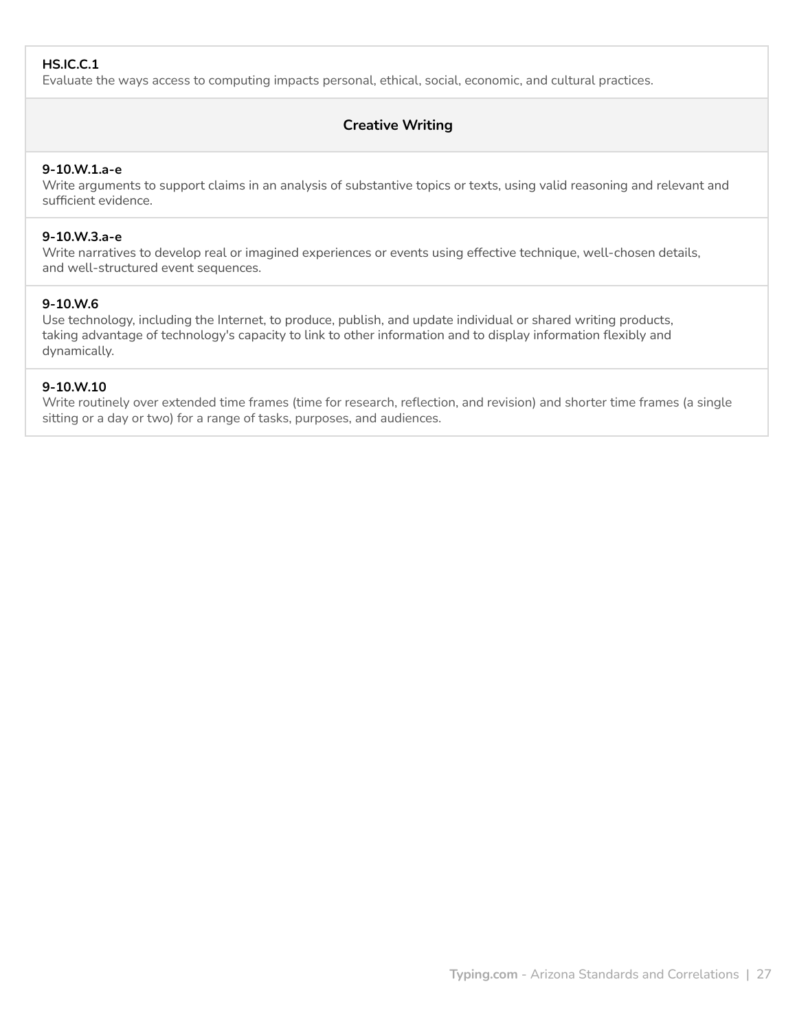**HS.IC.C.1**
Evaluate the ways access to computing impacts personal, ethical, social, economic, and cultural practices.

## Creative Writing

**9-10.W.1.a-e**
Write arguments to support claims in an analysis of substantive topics or texts, using valid reasoning and relevant and sufficient evidence.

**9-10.W.3.a-e**
Write narratives to develop real or imagined experiences or events using effective technique, well-chosen details, and well-structured event sequences.

**9-10.W.6**
Use technology, including the Internet, to produce, publish, and update individual or shared writing products, taking advantage of technology's capacity to link to other information and to display information flexibly and dynamically.

**9-10.W.10**
Write routinely over extended time frames (time for research, reflection, and revision) and shorter time frames (a single sitting or a day or two) for a range of tasks, purposes, and audiences.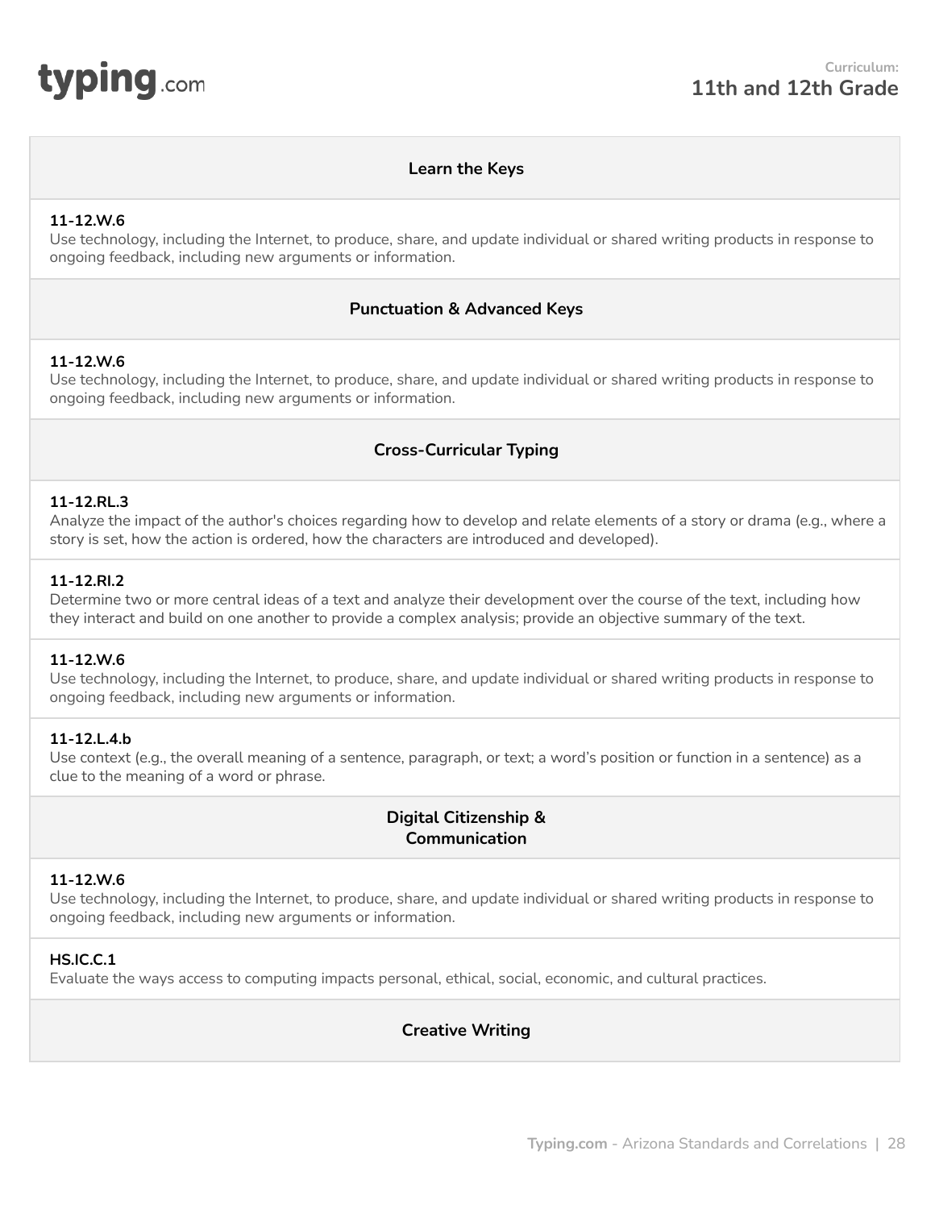## Learn the Keys

**11-12.W.6**
Use technology, including the Internet, to produce, share, and update individual or shared writing products in response to ongoing feedback, including new arguments or information.

## Punctuation & Advanced Keys

**11-12.W.6**
Use technology, including the Internet, to produce, share, and update individual or shared writing products in response to ongoing feedback, including new arguments or information.

## Cross-Curricular Typing

**11-12.RL.3**
Analyze the impact of the author's choices regarding how to develop and relate elements of a story or drama (e.g., where a story is set, how the action is ordered, how the characters are introduced and developed).

**11-12.RI.2**
Determine two or more central ideas of a text and analyze their development over the course of the text, including how they interact and build on one another to provide a complex analysis; provide an objective summary of the text.

**11-12.W.6**
Use technology, including the Internet, to produce, share, and update individual or shared writing products in response to ongoing feedback, including new arguments or information.

**11-12.L.4.b**
Use context (e.g., the overall meaning of a sentence, paragraph, or text; a word's position or function in a sentence) as a clue to the meaning of a word or phrase.

## Digital Citizenship & Communication

**11-12.W.6**
Use technology, including the Internet, to produce, share, and update individual or shared writing products in response to ongoing feedback, including new arguments or information.

**HS.IC.C.1**
Evaluate the ways access to computing impacts personal, ethical, social, economic, and cultural practices.

## Creative Writing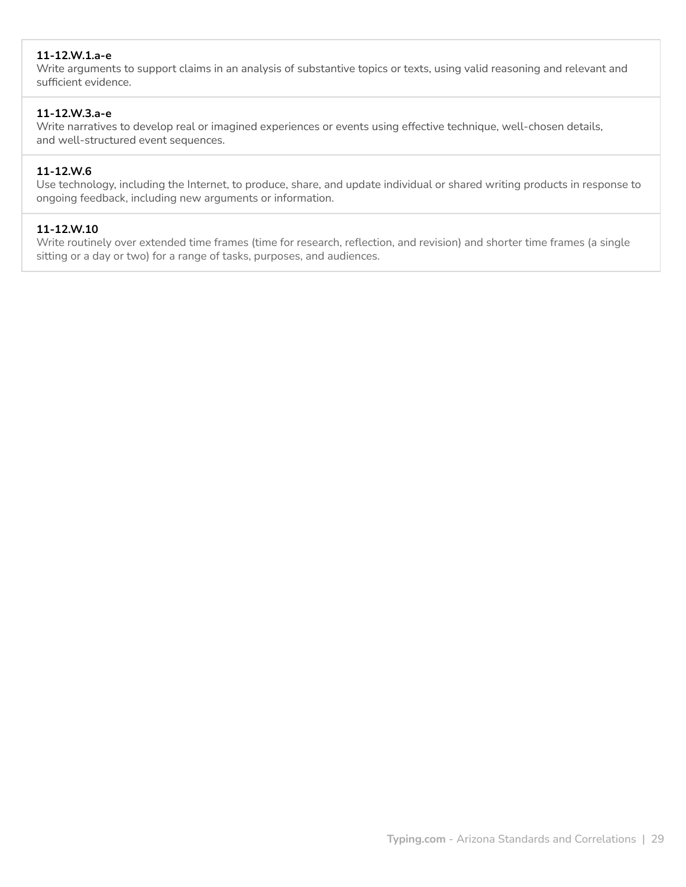**11-12.W.1.a-e**
Write arguments to support claims in an analysis of substantive topics or texts, using valid reasoning and relevant and sufficient evidence.

**11-12.W.3.a-e**
Write narratives to develop real or imagined experiences or events using effective technique, well-chosen details, and well-structured event sequences.

**11-12.W.6**
Use technology, including the Internet, to produce, share, and update individual or shared writing products in response to ongoing feedback, including new arguments or information.

**11-12.W.10**
Write routinely over extended time frames (time for research, reflection, and revision) and shorter time frames (a single sitting or a day or two) for a range of tasks, purposes, and audiences.